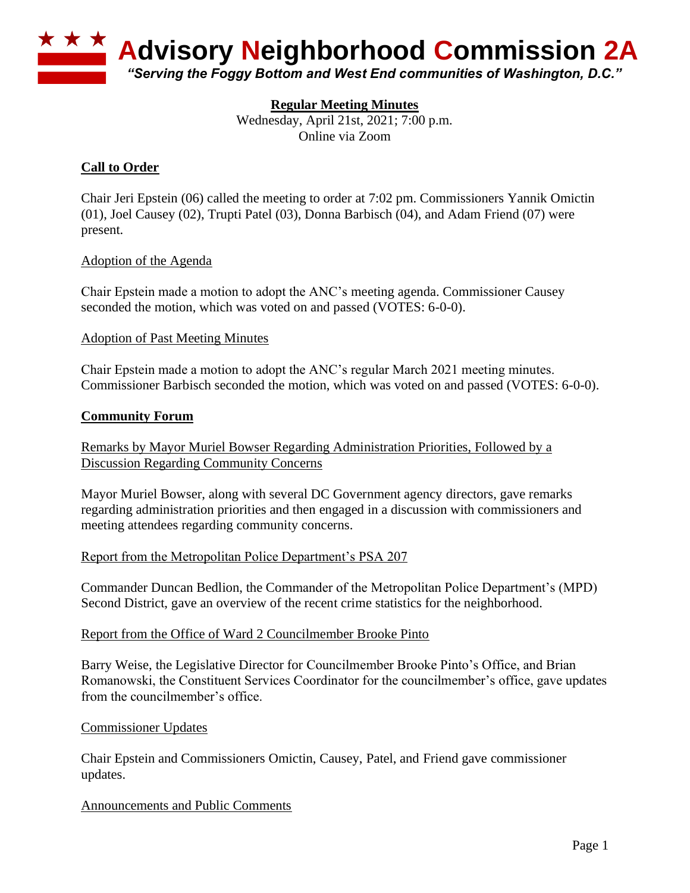# Advisory Neighborhood Commission 2A

*"Serving the Foggy Bottom and West End communities of Washington, D.C."*

**Regular Meeting Minutes**

Wednesday, April 21st, 2021; 7:00 p.m.
Online via Zoom

## Call to Order

Chair Jeri Epstein (06) called the meeting to order at 7:02 pm. Commissioners Yannik Omictin (01), Joel Causey (02), Trupti Patel (03), Donna Barbisch (04), and Adam Friend (07) were present.

### Adoption of the Agenda

Chair Epstein made a motion to adopt the ANC's meeting agenda. Commissioner Causey seconded the motion, which was voted on and passed (VOTES: 6-0-0).

### Adoption of Past Meeting Minutes

Chair Epstein made a motion to adopt the ANC's regular March 2021 meeting minutes. Commissioner Barbisch seconded the motion, which was voted on and passed (VOTES: 6-0-0).

## Community Forum

### Remarks by Mayor Muriel Bowser Regarding Administration Priorities, Followed by a Discussion Regarding Community Concerns

Mayor Muriel Bowser, along with several DC Government agency directors, gave remarks regarding administration priorities and then engaged in a discussion with commissioners and meeting attendees regarding community concerns.

### Report from the Metropolitan Police Department's PSA 207

Commander Duncan Bedlion, the Commander of the Metropolitan Police Department's (MPD) Second District, gave an overview of the recent crime statistics for the neighborhood.

### Report from the Office of Ward 2 Councilmember Brooke Pinto

Barry Weise, the Legislative Director for Councilmember Brooke Pinto's Office, and Brian Romanowski, the Constituent Services Coordinator for the councilmember's office, gave updates from the councilmember's office.

### Commissioner Updates

Chair Epstein and Commissioners Omictin, Causey, Patel, and Friend gave commissioner updates.

### Announcements and Public Comments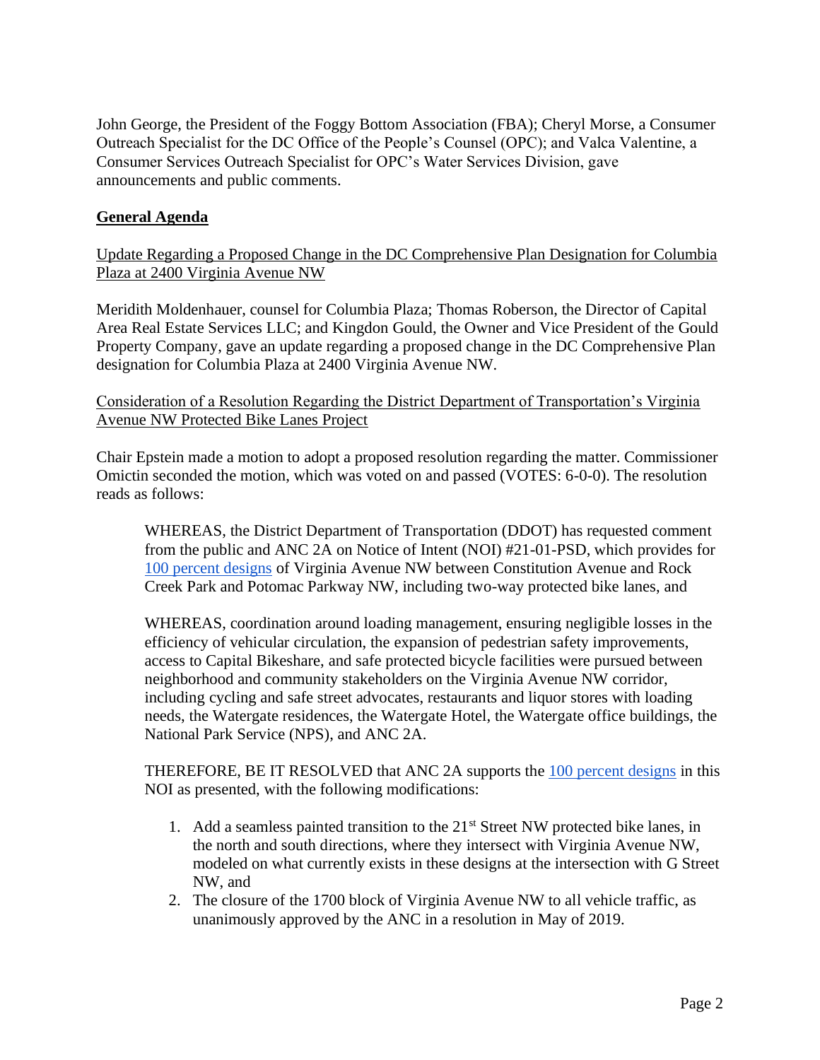John George, the President of the Foggy Bottom Association (FBA); Cheryl Morse, a Consumer Outreach Specialist for the DC Office of the People's Counsel (OPC); and Valca Valentine, a Consumer Services Outreach Specialist for OPC's Water Services Division, gave announcements and public comments.

## General Agenda

Update Regarding a Proposed Change in the DC Comprehensive Plan Designation for Columbia Plaza at 2400 Virginia Avenue NW

Meridith Moldenhauer, counsel for Columbia Plaza; Thomas Roberson, the Director of Capital Area Real Estate Services LLC; and Kingdon Gould, the Owner and Vice President of the Gould Property Company, gave an update regarding a proposed change in the DC Comprehensive Plan designation for Columbia Plaza at 2400 Virginia Avenue NW.

Consideration of a Resolution Regarding the District Department of Transportation's Virginia Avenue NW Protected Bike Lanes Project

Chair Epstein made a motion to adopt a proposed resolution regarding the matter. Commissioner Omictin seconded the motion, which was voted on and passed (VOTES: 6-0-0). The resolution reads as follows:

> WHEREAS, the District Department of Transportation (DDOT) has requested comment from the public and ANC 2A on Notice of Intent (NOI) #21-01-PSD, which provides for 100 percent designs of Virginia Avenue NW between Constitution Avenue and Rock Creek Park and Potomac Parkway NW, including two-way protected bike lanes, and
>
> WHEREAS, coordination around loading management, ensuring negligible losses in the efficiency of vehicular circulation, the expansion of pedestrian safety improvements, access to Capital Bikeshare, and safe protected bicycle facilities were pursued between neighborhood and community stakeholders on the Virginia Avenue NW corridor, including cycling and safe street advocates, restaurants and liquor stores with loading needs, the Watergate residences, the Watergate Hotel, the Watergate office buildings, the National Park Service (NPS), and ANC 2A.
>
> THEREFORE, BE IT RESOLVED that ANC 2A supports the 100 percent designs in this NOI as presented, with the following modifications:
>
> 1. Add a seamless painted transition to the 21st Street NW protected bike lanes, in the north and south directions, where they intersect with Virginia Avenue NW, modeled on what currently exists in these designs at the intersection with G Street NW, and
> 2. The closure of the 1700 block of Virginia Avenue NW to all vehicle traffic, as unanimously approved by the ANC in a resolution in May of 2019.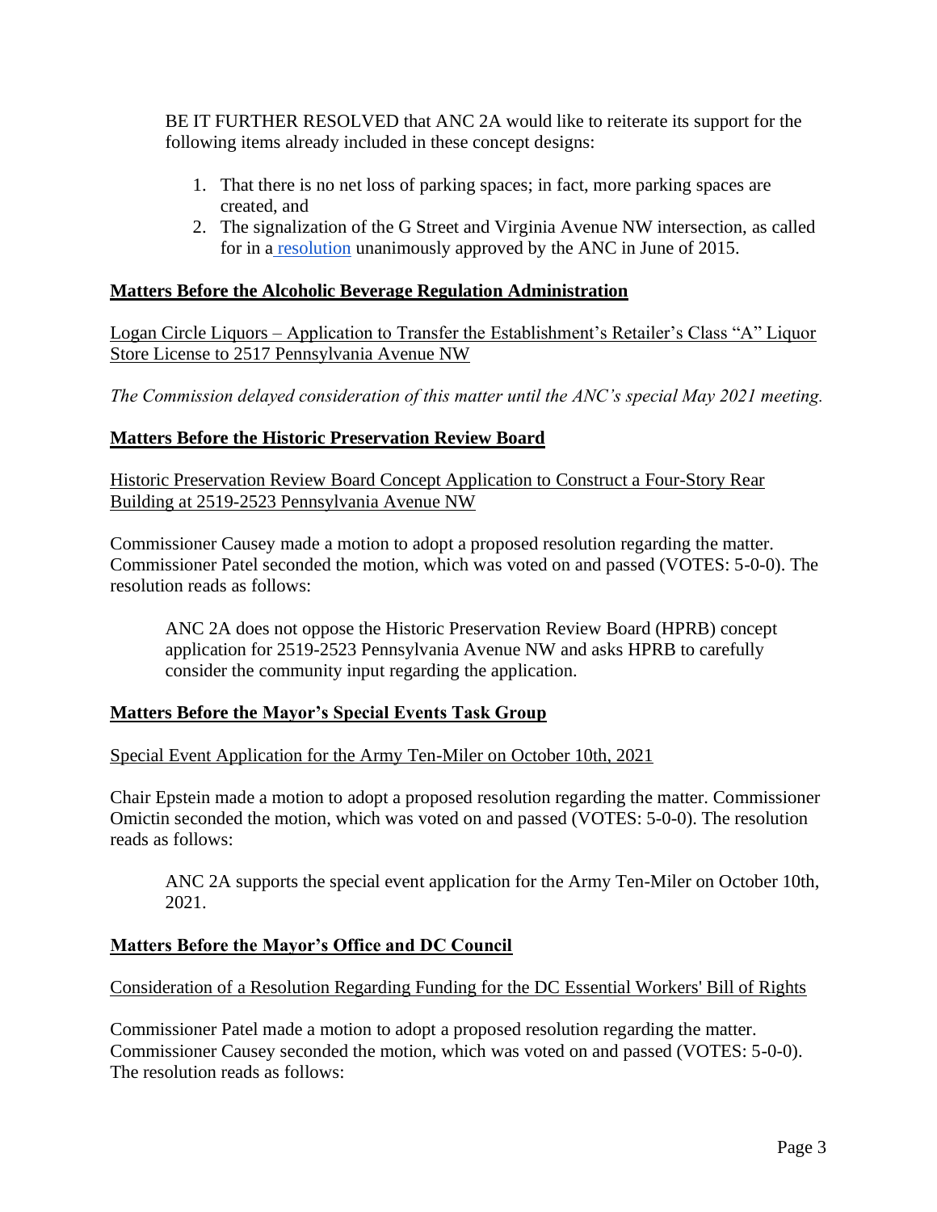BE IT FURTHER RESOLVED that ANC 2A would like to reiterate its support for the following items already included in these concept designs:

1. That there is no net loss of parking spaces; in fact, more parking spaces are created, and
2. The signalization of the G Street and Virginia Avenue NW intersection, as called for in a resolution unanimously approved by the ANC in June of 2015.

## **Matters Before the Alcoholic Beverage Regulation Administration**

Logan Circle Liquors – Application to Transfer the Establishment's Retailer's Class "A" Liquor Store License to 2517 Pennsylvania Avenue NW

*The Commission delayed consideration of this matter until the ANC's special May 2021 meeting.*

## **Matters Before the Historic Preservation Review Board**

Historic Preservation Review Board Concept Application to Construct a Four-Story Rear Building at 2519-2523 Pennsylvania Avenue NW

Commissioner Causey made a motion to adopt a proposed resolution regarding the matter. Commissioner Patel seconded the motion, which was voted on and passed (VOTES: 5-0-0). The resolution reads as follows:

> ANC 2A does not oppose the Historic Preservation Review Board (HPRB) concept application for 2519-2523 Pennsylvania Avenue NW and asks HPRB to carefully consider the community input regarding the application.

## **Matters Before the Mayor's Special Events Task Group**

Special Event Application for the Army Ten-Miler on October 10th, 2021

Chair Epstein made a motion to adopt a proposed resolution regarding the matter. Commissioner Omictin seconded the motion, which was voted on and passed (VOTES: 5-0-0). The resolution reads as follows:

> ANC 2A supports the special event application for the Army Ten-Miler on October 10th, 2021.

## **Matters Before the Mayor's Office and DC Council**

Consideration of a Resolution Regarding Funding for the DC Essential Workers' Bill of Rights

Commissioner Patel made a motion to adopt a proposed resolution regarding the matter. Commissioner Causey seconded the motion, which was voted on and passed (VOTES: 5-0-0). The resolution reads as follows: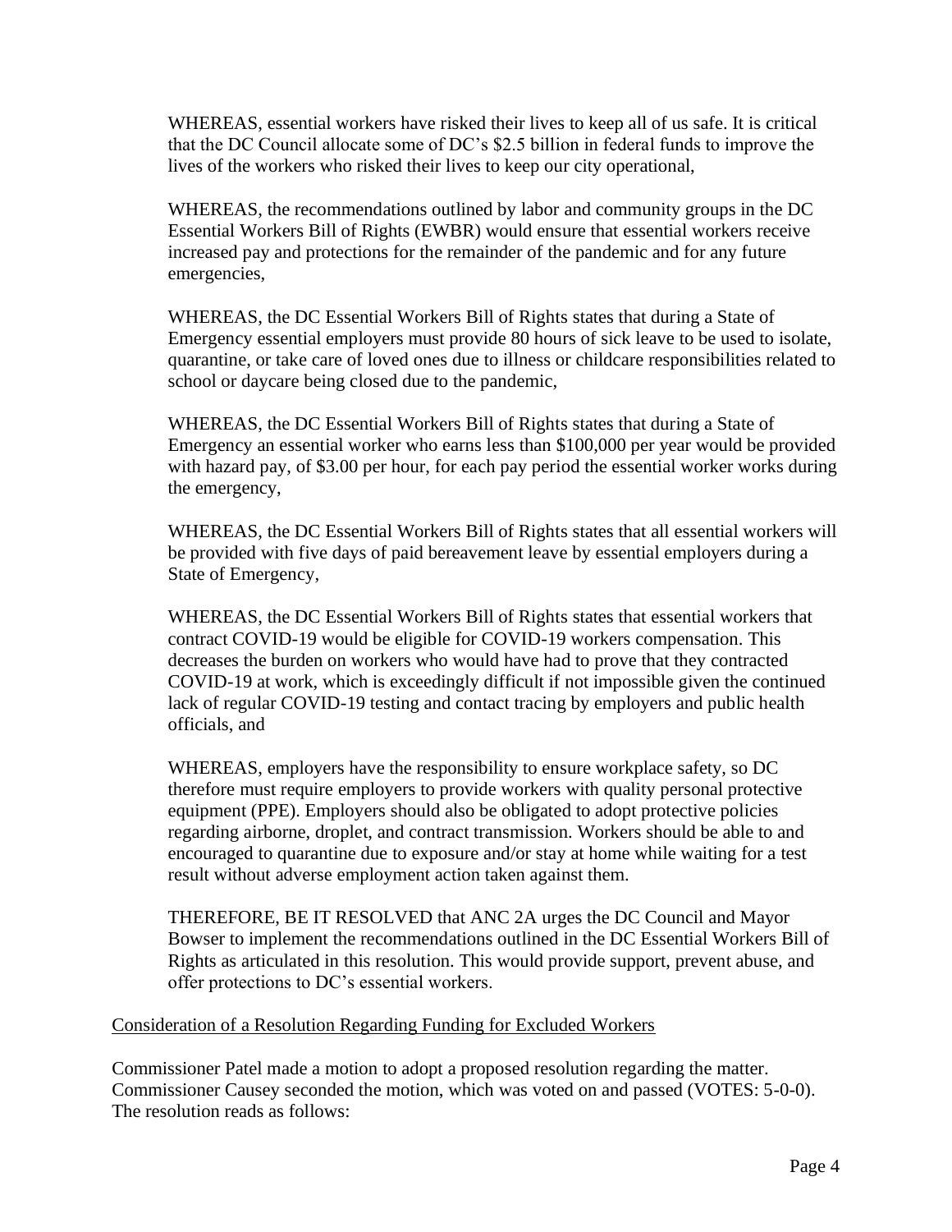WHEREAS, essential workers have risked their lives to keep all of us safe. It is critical that the DC Council allocate some of DC's $2.5 billion in federal funds to improve the lives of the workers who risked their lives to keep our city operational,

WHEREAS, the recommendations outlined by labor and community groups in the DC Essential Workers Bill of Rights (EWBR) would ensure that essential workers receive increased pay and protections for the remainder of the pandemic and for any future emergencies,

WHEREAS, the DC Essential Workers Bill of Rights states that during a State of Emergency essential employers must provide 80 hours of sick leave to be used to isolate, quarantine, or take care of loved ones due to illness or childcare responsibilities related to school or daycare being closed due to the pandemic,

WHEREAS, the DC Essential Workers Bill of Rights states that during a State of Emergency an essential worker who earns less than $100,000 per year would be provided with hazard pay, of $3.00 per hour, for each pay period the essential worker works during the emergency,

WHEREAS, the DC Essential Workers Bill of Rights states that all essential workers will be provided with five days of paid bereavement leave by essential employers during a State of Emergency,

WHEREAS, the DC Essential Workers Bill of Rights states that essential workers that contract COVID-19 would be eligible for COVID-19 workers compensation. This decreases the burden on workers who would have had to prove that they contracted COVID-19 at work, which is exceedingly difficult if not impossible given the continued lack of regular COVID-19 testing and contact tracing by employers and public health officials, and

WHEREAS, employers have the responsibility to ensure workplace safety, so DC therefore must require employers to provide workers with quality personal protective equipment (PPE). Employers should also be obligated to adopt protective policies regarding airborne, droplet, and contract transmission. Workers should be able to and encouraged to quarantine due to exposure and/or stay at home while waiting for a test result without adverse employment action taken against them.

THEREFORE, BE IT RESOLVED that ANC 2A urges the DC Council and Mayor Bowser to implement the recommendations outlined in the DC Essential Workers Bill of Rights as articulated in this resolution. This would provide support, prevent abuse, and offer protections to DC's essential workers.

Consideration of a Resolution Regarding Funding for Excluded Workers

Commissioner Patel made a motion to adopt a proposed resolution regarding the matter. Commissioner Causey seconded the motion, which was voted on and passed (VOTES: 5-0-0). The resolution reads as follows: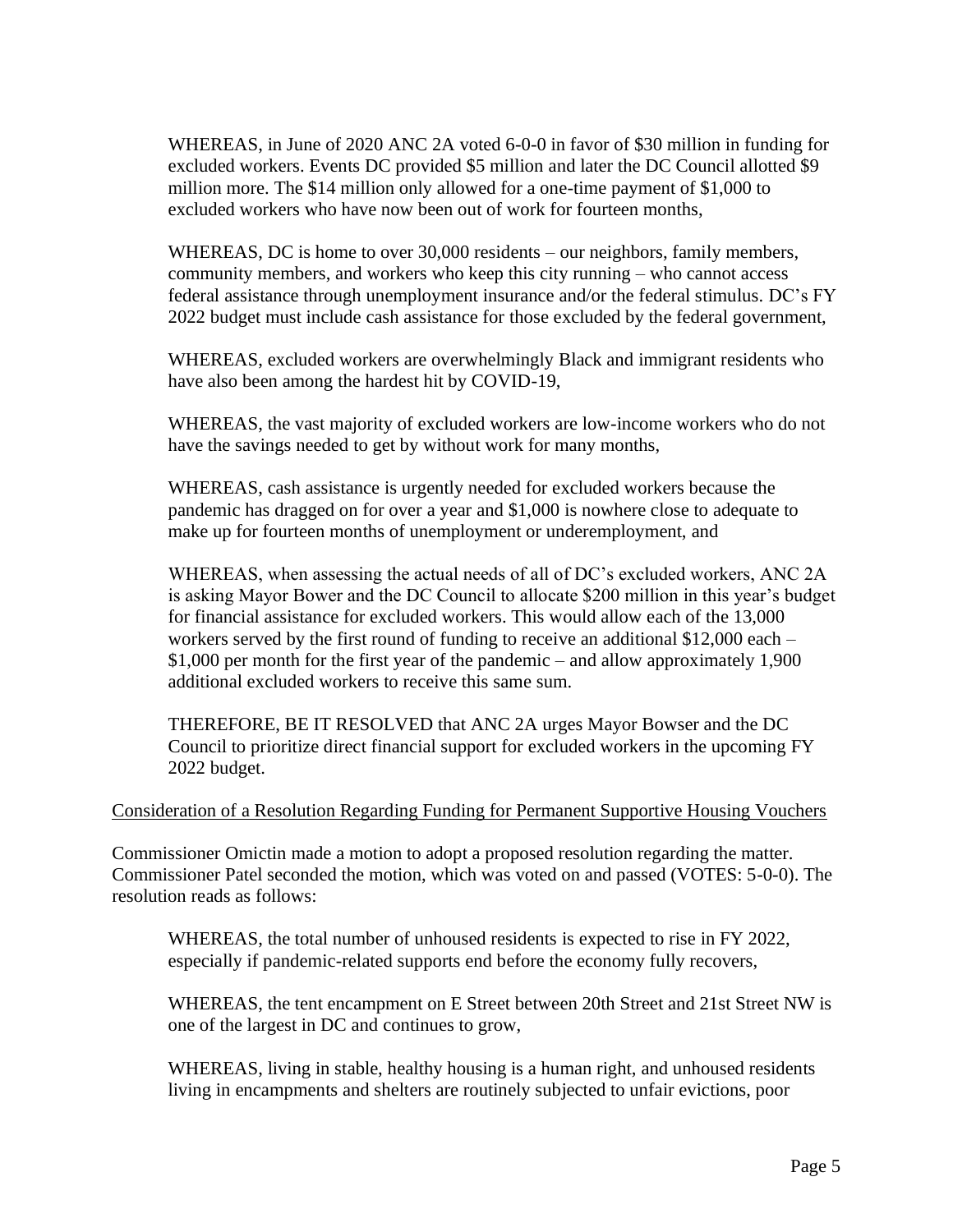WHEREAS, in June of 2020 ANC 2A voted 6-0-0 in favor of $30 million in funding for excluded workers. Events DC provided $5 million and later the DC Council allotted $9 million more. The $14 million only allowed for a one-time payment of $1,000 to excluded workers who have now been out of work for fourteen months,

WHEREAS, DC is home to over 30,000 residents – our neighbors, family members, community members, and workers who keep this city running – who cannot access federal assistance through unemployment insurance and/or the federal stimulus. DC's FY 2022 budget must include cash assistance for those excluded by the federal government,

WHEREAS, excluded workers are overwhelmingly Black and immigrant residents who have also been among the hardest hit by COVID-19,

WHEREAS, the vast majority of excluded workers are low-income workers who do not have the savings needed to get by without work for many months,

WHEREAS, cash assistance is urgently needed for excluded workers because the pandemic has dragged on for over a year and $1,000 is nowhere close to adequate to make up for fourteen months of unemployment or underemployment, and

WHEREAS, when assessing the actual needs of all of DC's excluded workers, ANC 2A is asking Mayor Bower and the DC Council to allocate $200 million in this year's budget for financial assistance for excluded workers. This would allow each of the 13,000 workers served by the first round of funding to receive an additional $12,000 each – $1,000 per month for the first year of the pandemic – and allow approximately 1,900 additional excluded workers to receive this same sum.

THEREFORE, BE IT RESOLVED that ANC 2A urges Mayor Bowser and the DC Council to prioritize direct financial support for excluded workers in the upcoming FY 2022 budget.

Consideration of a Resolution Regarding Funding for Permanent Supportive Housing Vouchers

Commissioner Omictin made a motion to adopt a proposed resolution regarding the matter. Commissioner Patel seconded the motion, which was voted on and passed (VOTES: 5-0-0). The resolution reads as follows:

WHEREAS, the total number of unhoused residents is expected to rise in FY 2022, especially if pandemic-related supports end before the economy fully recovers,

WHEREAS, the tent encampment on E Street between 20th Street and 21st Street NW is one of the largest in DC and continues to grow,

WHEREAS, living in stable, healthy housing is a human right, and unhoused residents living in encampments and shelters are routinely subjected to unfair evictions, poor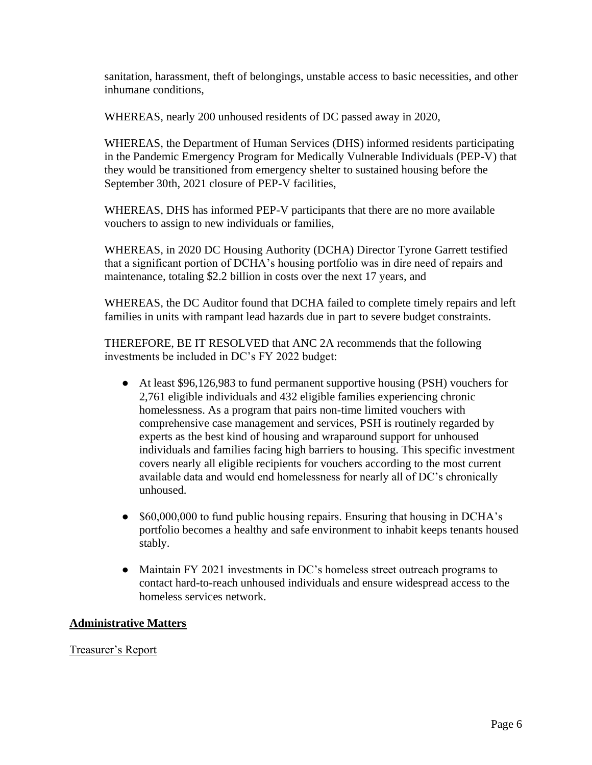sanitation, harassment, theft of belongings, unstable access to basic necessities, and other inhumane conditions,

WHEREAS, nearly 200 unhoused residents of DC passed away in 2020,

WHEREAS, the Department of Human Services (DHS) informed residents participating in the Pandemic Emergency Program for Medically Vulnerable Individuals (PEP-V) that they would be transitioned from emergency shelter to sustained housing before the September 30th, 2021 closure of PEP-V facilities,

WHEREAS, DHS has informed PEP-V participants that there are no more available vouchers to assign to new individuals or families,

WHEREAS, in 2020 DC Housing Authority (DCHA) Director Tyrone Garrett testified that a significant portion of DCHA's housing portfolio was in dire need of repairs and maintenance, totaling $2.2 billion in costs over the next 17 years, and

WHEREAS, the DC Auditor found that DCHA failed to complete timely repairs and left families in units with rampant lead hazards due in part to severe budget constraints.

THEREFORE, BE IT RESOLVED that ANC 2A recommends that the following investments be included in DC's FY 2022 budget:

- At least $96,126,983 to fund permanent supportive housing (PSH) vouchers for 2,761 eligible individuals and 432 eligible families experiencing chronic homelessness. As a program that pairs non-time limited vouchers with comprehensive case management and services, PSH is routinely regarded by experts as the best kind of housing and wraparound support for unhoused individuals and families facing high barriers to housing. This specific investment covers nearly all eligible recipients for vouchers according to the most current available data and would end homelessness for nearly all of DC's chronically unhoused.

- $60,000,000 to fund public housing repairs. Ensuring that housing in DCHA's portfolio becomes a healthy and safe environment to inhabit keeps tenants housed stably.

- Maintain FY 2021 investments in DC's homeless street outreach programs to contact hard-to-reach unhoused individuals and ensure widespread access to the homeless services network.

## Administrative Matters

Treasurer's Report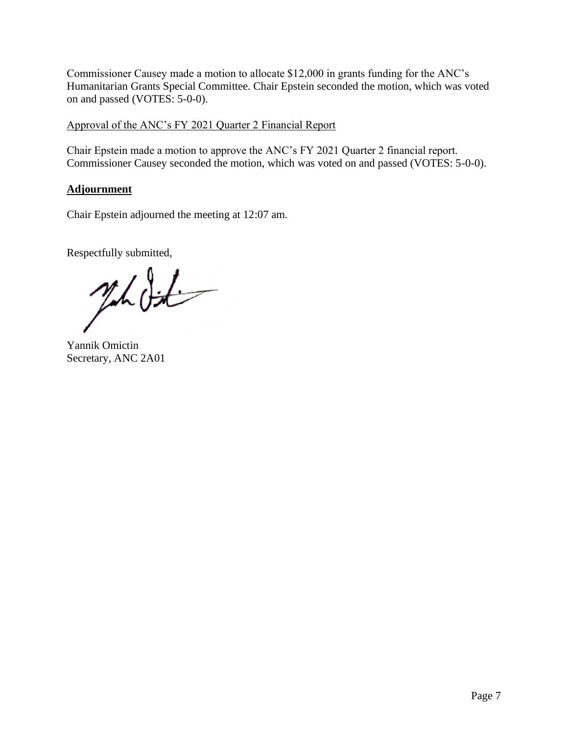Commissioner Causey made a motion to allocate $12,000 in grants funding for the ANC's Humanitarian Grants Special Committee. Chair Epstein seconded the motion, which was voted on and passed (VOTES: 5-0-0).

Approval of the ANC's FY 2021 Quarter 2 Financial Report

Chair Epstein made a motion to approve the ANC's FY 2021 Quarter 2 financial report. Commissioner Causey seconded the motion, which was voted on and passed (VOTES: 5-0-0).

**Adjournment**

Chair Epstein adjourned the meeting at 12:07 am.

Respectfully submitted,

Yannik Omictin
Secretary, ANC 2A01